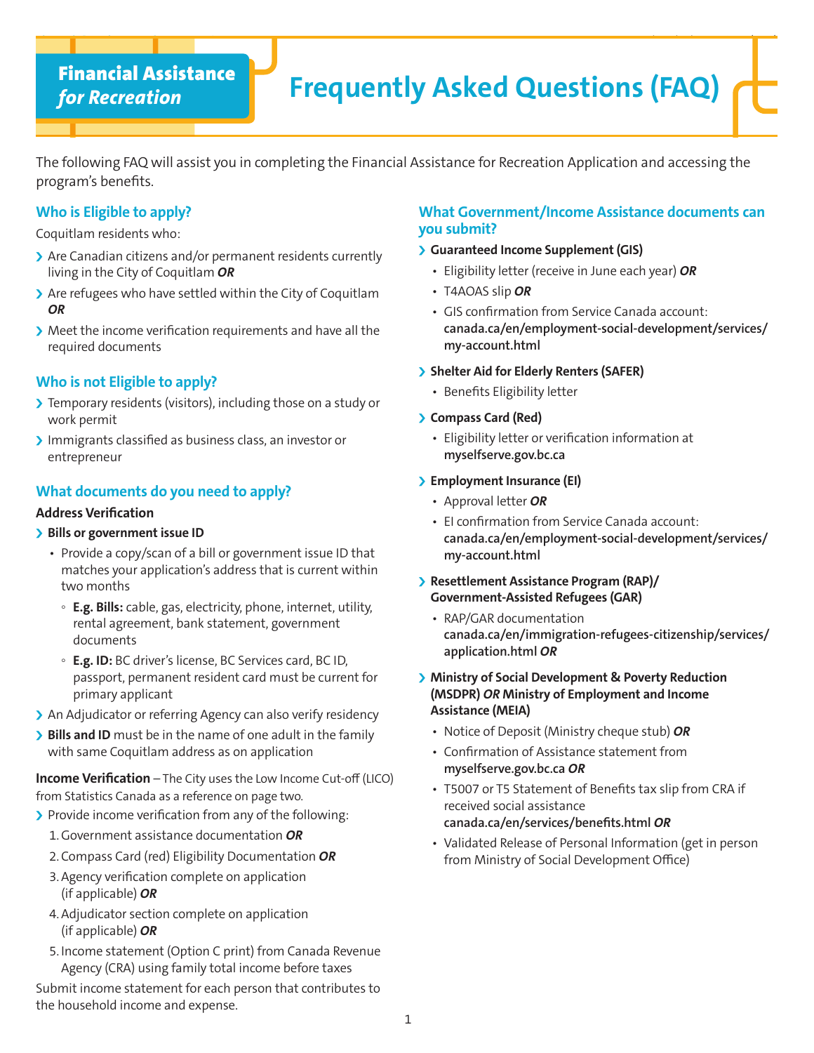# Financial Assistance *for Recreation*

# Frequently Asked Questions (FAQ)

The following FAQ will assist you in completing the Financial Assistance for Recreation Application and accessing the program's benefits.

## Who is Eligible to apply?

Coquitlam residents who:

- Are Canadian citizens and/or permanent residents currently living in the City of Coquitlam ***OR***
- Are refugees who have settled within the City of Coquitlam ***OR***
- Meet the income verification requirements and have all the required documents

## Who is not Eligible to apply?

- Temporary residents (visitors), including those on a study or work permit
- Immigrants classified as business class, an investor or entrepreneur

## What documents do you need to apply?

**Address Verification**

- **Bills or government issue ID**
  - Provide a copy/scan of a bill or government issue ID that matches your application's address that is current within two months
    - **E.g. Bills:** cable, gas, electricity, phone, internet, utility, rental agreement, bank statement, government documents
    - **E.g. ID:** BC driver's license, BC Services card, BC ID, passport, permanent resident card must be current for primary applicant
- An Adjudicator or referring Agency can also verify residency
- **Bills and ID** must be in the name of one adult in the family with same Coquitlam address as on application

**Income Verification** – The City uses the Low Income Cut-off (LICO) from Statistics Canada as a reference on page two.

- Provide income verification from any of the following:
  1. Government assistance documentation ***OR***
  2. Compass Card (red) Eligibility Documentation ***OR***
  3. Agency verification complete on application (if applicable) ***OR***
  4. Adjudicator section complete on application (if applicable) ***OR***
  5. Income statement (Option C print) from Canada Revenue Agency (CRA) using family total income before taxes

Submit income statement for each person that contributes to the household income and expense.

## What Government/Income Assistance documents can you submit?

- **Guaranteed Income Supplement (GIS)**
  - Eligibility letter (receive in June each year) ***OR***
  - T4AOAS slip ***OR***
  - GIS confirmation from Service Canada account: **canada.ca/en/employment-social-development/services/my-account.html**
- **Shelter Aid for Elderly Renters (SAFER)**
  - Benefits Eligibility letter
- **Compass Card (Red)**
  - Eligibility letter or verification information at **myselfserve.gov.bc.ca**
- **Employment Insurance (EI)**
  - Approval letter ***OR***
  - EI confirmation from Service Canada account: **canada.ca/en/employment-social-development/services/my-account.html**
- **Resettlement Assistance Program (RAP)/ Government-Assisted Refugees (GAR)**
  - RAP/GAR documentation **canada.ca/en/immigration-refugees-citizenship/services/application.html** ***OR***
- **Ministry of Social Development & Poverty Reduction (MSDPR)** ***OR*** **Ministry of Employment and Income Assistance (MEIA)**
  - Notice of Deposit (Ministry cheque stub) ***OR***
  - Confirmation of Assistance statement from **myselfserve.gov.bc.ca** ***OR***
  - T5007 or T5 Statement of Benefits tax slip from CRA if received social assistance **canada.ca/en/services/benefits.html** ***OR***
  - Validated Release of Personal Information (get in person from Ministry of Social Development Office)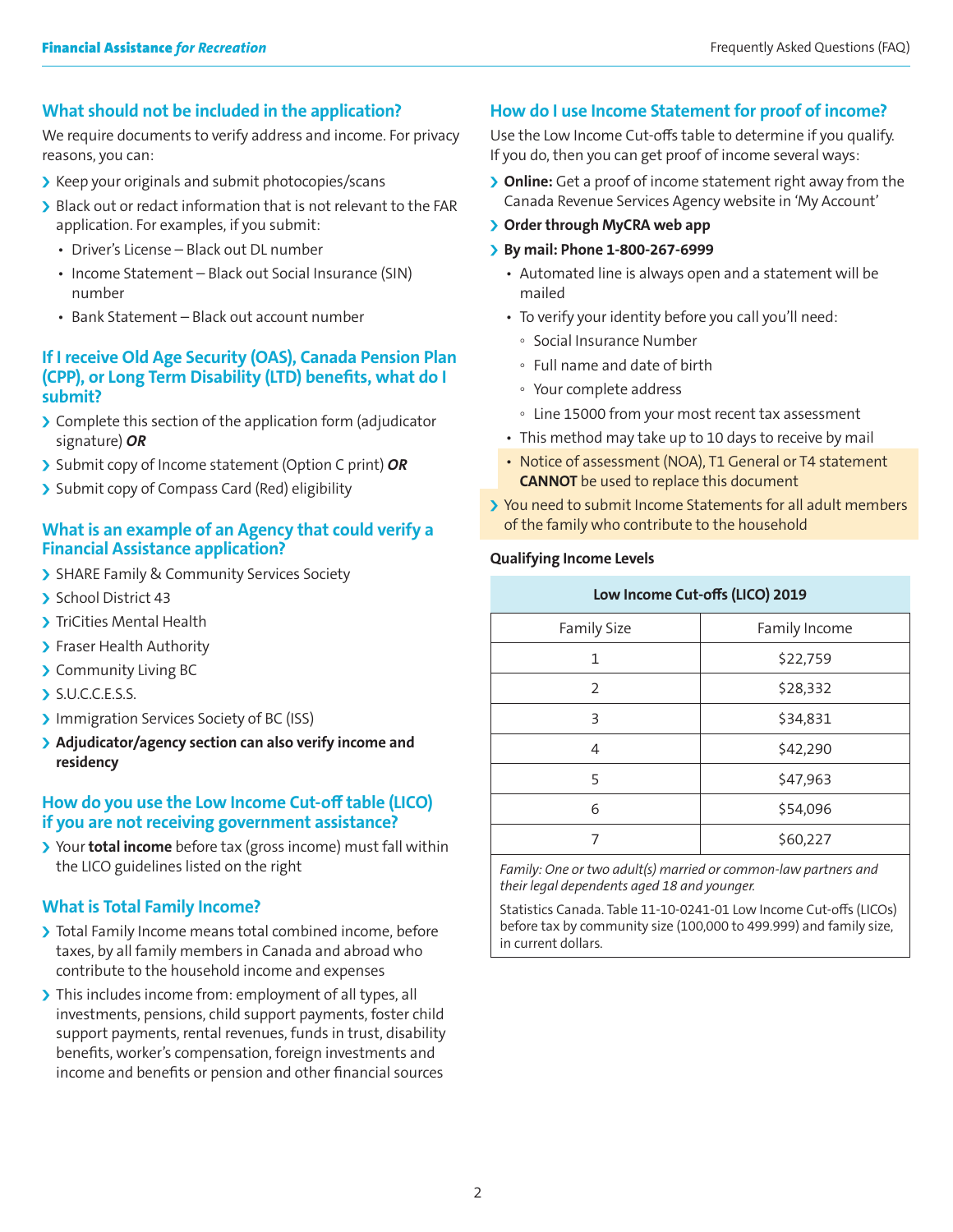## What should not be included in the application?

We require documents to verify address and income. For privacy reasons, you can:

- Keep your originals and submit photocopies/scans
- Black out or redact information that is not relevant to the FAR application. For examples, if you submit:
  - Driver's License – Black out DL number
  - Income Statement – Black out Social Insurance (SIN) number
  - Bank Statement – Black out account number

## If I receive Old Age Security (OAS), Canada Pension Plan (CPP), or Long Term Disability (LTD) benefits, what do I submit?

- Complete this section of the application form (adjudicator signature) ***OR***
- Submit copy of Income statement (Option C print) ***OR***
- Submit copy of Compass Card (Red) eligibility

## What is an example of an Agency that could verify a Financial Assistance application?

- SHARE Family & Community Services Society
- School District 43
- TriCities Mental Health
- Fraser Health Authority
- Community Living BC
- S.U.C.C.E.S.S.
- Immigration Services Society of BC (ISS)
- **Adjudicator/agency section can also verify income and residency**

## How do you use the Low Income Cut-off table (LICO) if you are not receiving government assistance?

- Your **total income** before tax (gross income) must fall within the LICO guidelines listed on the right

## What is Total Family Income?

- Total Family Income means total combined income, before taxes, by all family members in Canada and abroad who contribute to the household income and expenses
- This includes income from: employment of all types, all investments, pensions, child support payments, foster child support payments, rental revenues, funds in trust, disability benefits, worker's compensation, foreign investments and income and benefits or pension and other financial sources

## How do I use Income Statement for proof of income?

Use the Low Income Cut-offs table to determine if you qualify. If you do, then you can get proof of income several ways:

- **Online:** Get a proof of income statement right away from the Canada Revenue Services Agency website in 'My Account'
- **Order through MyCRA web app**
- **By mail: Phone 1-800-267-6999**
  - Automated line is always open and a statement will be mailed
  - To verify your identity before you call you'll need:
    - Social Insurance Number
    - Full name and date of birth
    - Your complete address
    - Line 15000 from your most recent tax assessment
  - This method may take up to 10 days to receive by mail
  - Notice of assessment (NOA), T1 General or T4 statement **CANNOT** be used to replace this document
- You need to submit Income Statements for all adult members of the family who contribute to the household

**Qualifying Income Levels**

| Low Income Cut-offs (LICO) 2019 | |
|---|---|
| Family Size | Family Income |
| 1 | $22,759 |
| 2 | $28,332 |
| 3 | $34,831 |
| 4 | $42,290 |
| 5 | $47,963 |
| 6 | $54,096 |
| 7 | $60,227 |

*Family: One or two adult(s) married or common-law partners and their legal dependents aged 18 and younger.*

Statistics Canada. Table 11-10-0241-01 Low Income Cut-offs (LICOs) before tax by community size (100,000 to 499.999) and family size, in current dollars.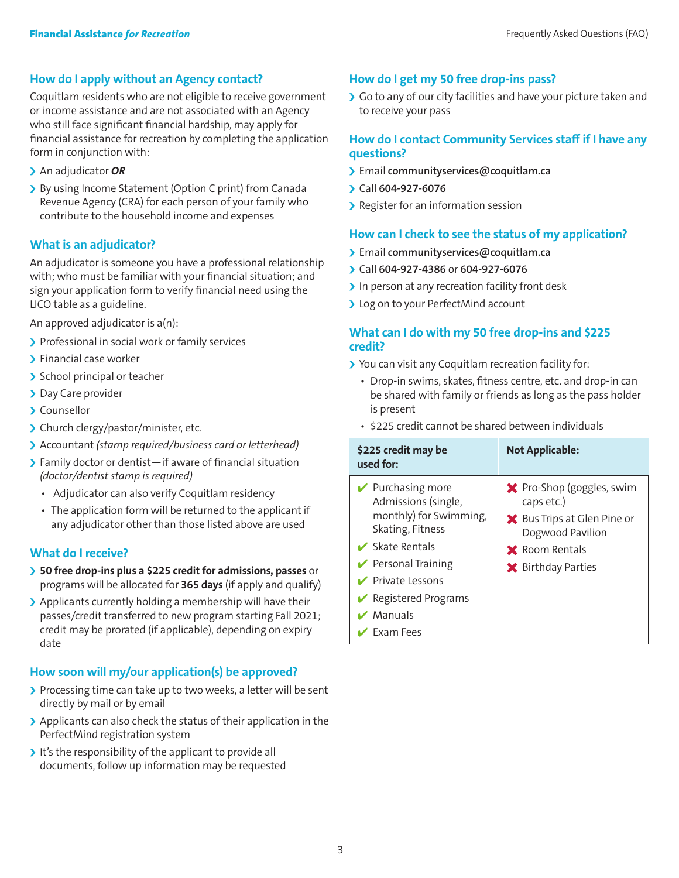## How do I apply without an Agency contact?

Coquitlam residents who are not eligible to receive government or income assistance and are not associated with an Agency who still face significant financial hardship, may apply for financial assistance for recreation by completing the application form in conjunction with:

- An adjudicator ***OR***
- By using Income Statement (Option C print) from Canada Revenue Agency (CRA) for each person of your family who contribute to the household income and expenses

## What is an adjudicator?

An adjudicator is someone you have a professional relationship with; who must be familiar with your financial situation; and sign your application form to verify financial need using the LICO table as a guideline.

An approved adjudicator is a(n):

- Professional in social work or family services
- Financial case worker
- School principal or teacher
- Day Care provider
- Counsellor
- Church clergy/pastor/minister, etc.
- Accountant *(stamp required/business card or letterhead)*
- Family doctor or dentist—if aware of financial situation *(doctor/dentist stamp is required)*
  - Adjudicator can also verify Coquitlam residency
  - The application form will be returned to the applicant if any adjudicator other than those listed above are used

## What do I receive?

- **50 free drop-ins plus a $225 credit for admissions, passes** or programs will be allocated for **365 days** (if apply and qualify)
- Applicants currently holding a membership will have their passes/credit transferred to new program starting Fall 2021; credit may be prorated (if applicable), depending on expiry date

## How soon will my/our application(s) be approved?

- Processing time can take up to two weeks, a letter will be sent directly by mail or by email
- Applicants can also check the status of their application in the PerfectMind registration system
- It's the responsibility of the applicant to provide all documents, follow up information may be requested

## How do I get my 50 free drop-ins pass?

- Go to any of our city facilities and have your picture taken and to receive your pass

## How do I contact Community Services staff if I have any questions?

- Email **communityservices@coquitlam.ca**
- Call **604-927-6076**
- Register for an information session

## How can I check to see the status of my application?

- Email **communityservices@coquitlam.ca**
- Call **604-927-4386** or **604-927-6076**
- In person at any recreation facility front desk
- Log on to your PerfectMind account

## What can I do with my 50 free drop-ins and $225 credit?

- You can visit any Coquitlam recreation facility for:
  - Drop-in swims, skates, fitness centre, etc. and drop-in can be shared with family or friends as long as the pass holder is present
  - $225 credit cannot be shared between individuals

| $225 credit may be used for: | Not Applicable: |
|---|---|
| ✔ Purchasing more Admissions (single, monthly) for Swimming, Skating, Fitness<br>✔ Skate Rentals<br>✔ Personal Training<br>✔ Private Lessons<br>✔ Registered Programs<br>✔ Manuals<br>✔ Exam Fees | ✖ Pro-Shop (goggles, swim caps etc.)<br>✖ Bus Trips at Glen Pine or Dogwood Pavilion<br>✖ Room Rentals<br>✖ Birthday Parties |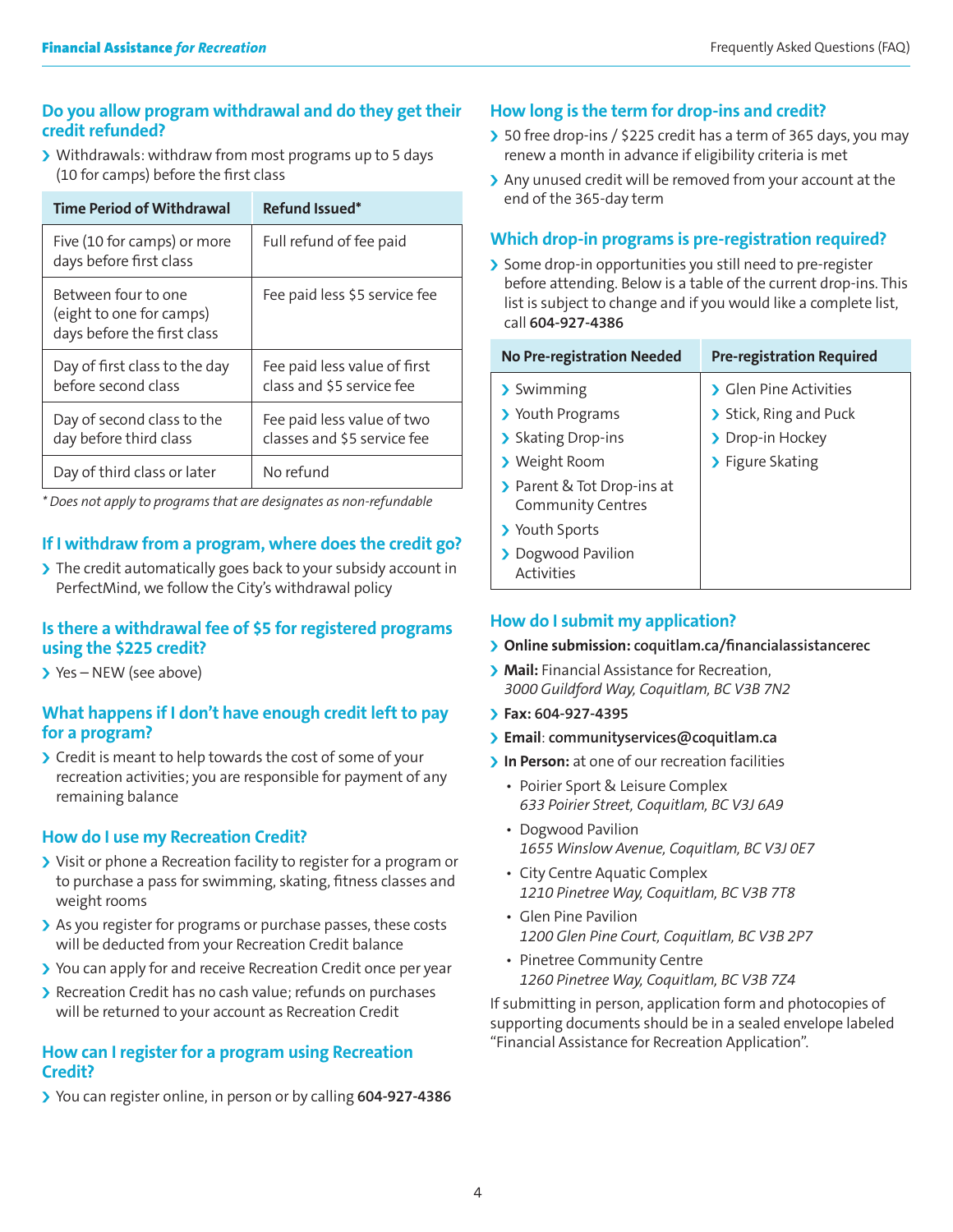## Do you allow program withdrawal and do they get their credit refunded?

- Withdrawals: withdraw from most programs up to 5 days (10 for camps) before the first class

| Time Period of Withdrawal | Refund Issued* |
|---|---|
| Five (10 for camps) or more days before first class | Full refund of fee paid |
| Between four to one (eight to one for camps) days before the first class | Fee paid less $5 service fee |
| Day of first class to the day before second class | Fee paid less value of first class and $5 service fee |
| Day of second class to the day before third class | Fee paid less value of two classes and $5 service fee |
| Day of third class or later | No refund |

*\* Does not apply to programs that are designates as non-refundable*

## If I withdraw from a program, where does the credit go?

- The credit automatically goes back to your subsidy account in PerfectMind, we follow the City's withdrawal policy

## Is there a withdrawal fee of $5 for registered programs using the $225 credit?

- Yes – NEW (see above)

## What happens if I don't have enough credit left to pay for a program?

- Credit is meant to help towards the cost of some of your recreation activities; you are responsible for payment of any remaining balance

## How do I use my Recreation Credit?

- Visit or phone a Recreation facility to register for a program or to purchase a pass for swimming, skating, fitness classes and weight rooms
- As you register for programs or purchase passes, these costs will be deducted from your Recreation Credit balance
- You can apply for and receive Recreation Credit once per year
- Recreation Credit has no cash value; refunds on purchases will be returned to your account as Recreation Credit

## How can I register for a program using Recreation Credit?

- You can register online, in person or by calling **604-927-4386**

## How long is the term for drop-ins and credit?

- 50 free drop-ins / $225 credit has a term of 365 days, you may renew a month in advance if eligibility criteria is met
- Any unused credit will be removed from your account at the end of the 365-day term

## Which drop-in programs is pre-registration required?

- Some drop-in opportunities you still need to pre-register before attending. Below is a table of the current drop-ins. This list is subject to change and if you would like a complete list, call **604-927-4386**

| No Pre-registration Needed | Pre-registration Required |
|---|---|
| Swimming | Glen Pine Activities |
| Youth Programs | Stick, Ring and Puck |
| Skating Drop-ins | Drop-in Hockey |
| Weight Room | Figure Skating |
| Parent & Tot Drop-ins at Community Centres | |
| Youth Sports | |
| Dogwood Pavilion Activities | |

## How do I submit my application?

- **Online submission: coquitlam.ca/financialassistancerec**
- **Mail:** Financial Assistance for Recreation, *3000 Guildford Way, Coquitlam, BC V3B 7N2*
- **Fax: 604-927-4395**
- **Email**: **communityservices@coquitlam.ca**
- **In Person:** at one of our recreation facilities
  - Poirier Sport & Leisure Complex  
    *633 Poirier Street, Coquitlam, BC V3J 6A9*
  - Dogwood Pavilion  
    *1655 Winslow Avenue, Coquitlam, BC V3J 0E7*
  - City Centre Aquatic Complex  
    *1210 Pinetree Way, Coquitlam, BC V3B 7T8*
  - Glen Pine Pavilion  
    *1200 Glen Pine Court, Coquitlam, BC V3B 2P7*
  - Pinetree Community Centre  
    *1260 Pinetree Way, Coquitlam, BC V3B 7Z4*

If submitting in person, application form and photocopies of supporting documents should be in a sealed envelope labeled "Financial Assistance for Recreation Application".